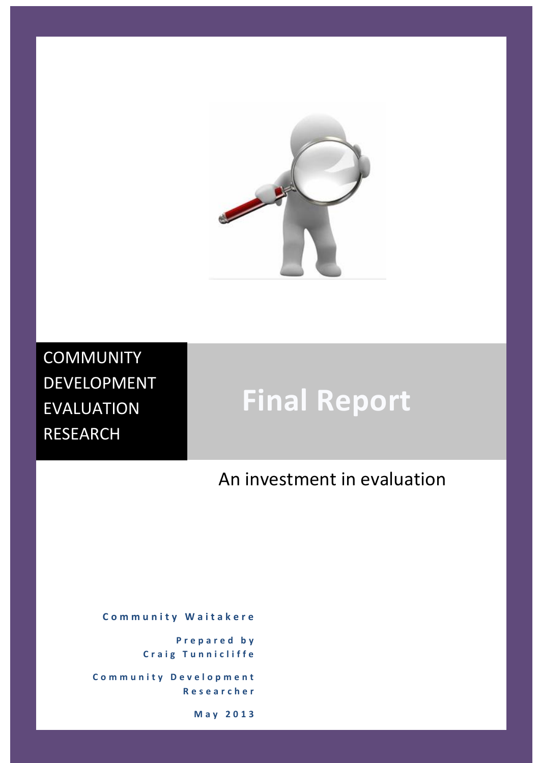COMMUNITY DEVELOPMENT EVALUATION RESEARCH

# Final Report

## An investment in evaluation

**Community Waitakere**

**Prepared by Craig Tunnicliffe**

**Community Development Researcher**

**May 2013**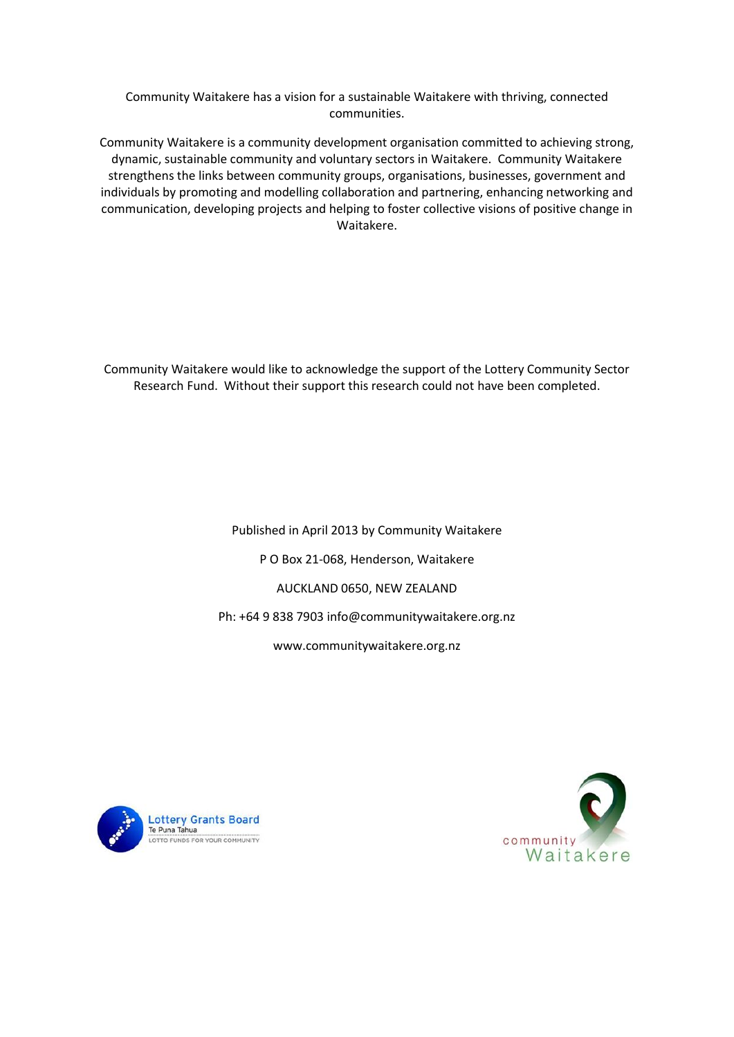Community Waitakere has a vision for a sustainable Waitakere with thriving, connected communities.

Community Waitakere is a community development organisation committed to achieving strong, dynamic, sustainable community and voluntary sectors in Waitakere. Community Waitakere strengthens the links between community groups, organisations, businesses, government and individuals by promoting and modelling collaboration and partnering, enhancing networking and communication, developing projects and helping to foster collective visions of positive change in Waitakere.

Community Waitakere would like to acknowledge the support of the Lottery Community Sector Research Fund. Without their support this research could not have been completed.

Published in April 2013 by Community Waitakere

P O Box 21-068, Henderson, Waitakere

AUCKLAND 0650, NEW ZEALAND

Ph: +64 9 838 7903 info@communitywaitakere.org.nz

www.communitywaitakere.org.nz

Lottery Grants Board
Te Puna Tahua
LOTTO FUNDS FOR YOUR COMMUNITY

community Waitakere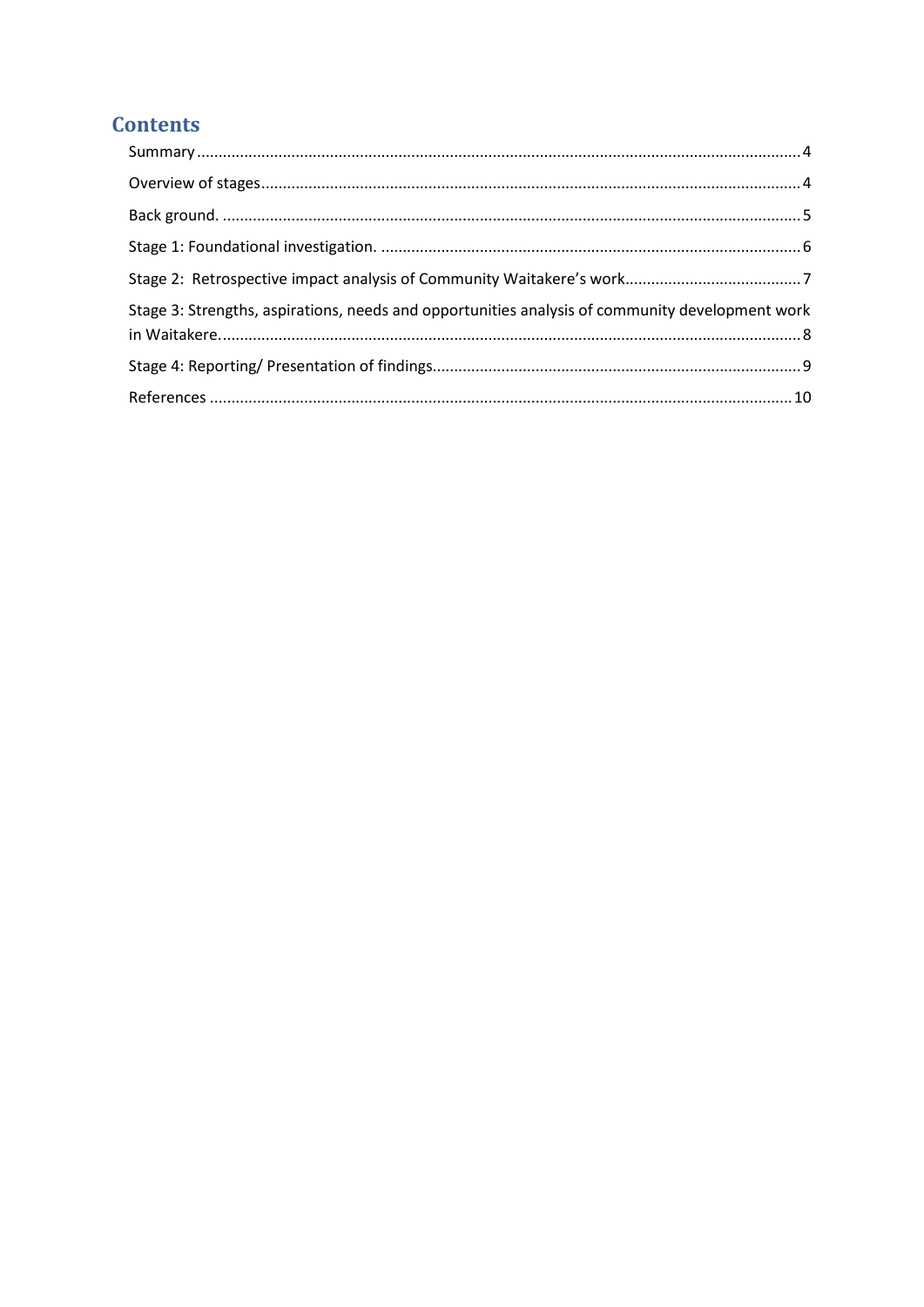# Contents

Summary ........................................................................................................................................ 4

Overview of stages ......................................................................................................................... 4

Back ground. .................................................................................................................................. 5

Stage 1: Foundational investigation. .............................................................................................. 6

Stage 2: Retrospective impact analysis of Community Waitakere's work ....................................... 7

Stage 3: Strengths, aspirations, needs and opportunities analysis of community development work in Waitakere. ........................................................................................................................... 8

Stage 4: Reporting/ Presentation of findings ................................................................................... 9

References .................................................................................................................................... 10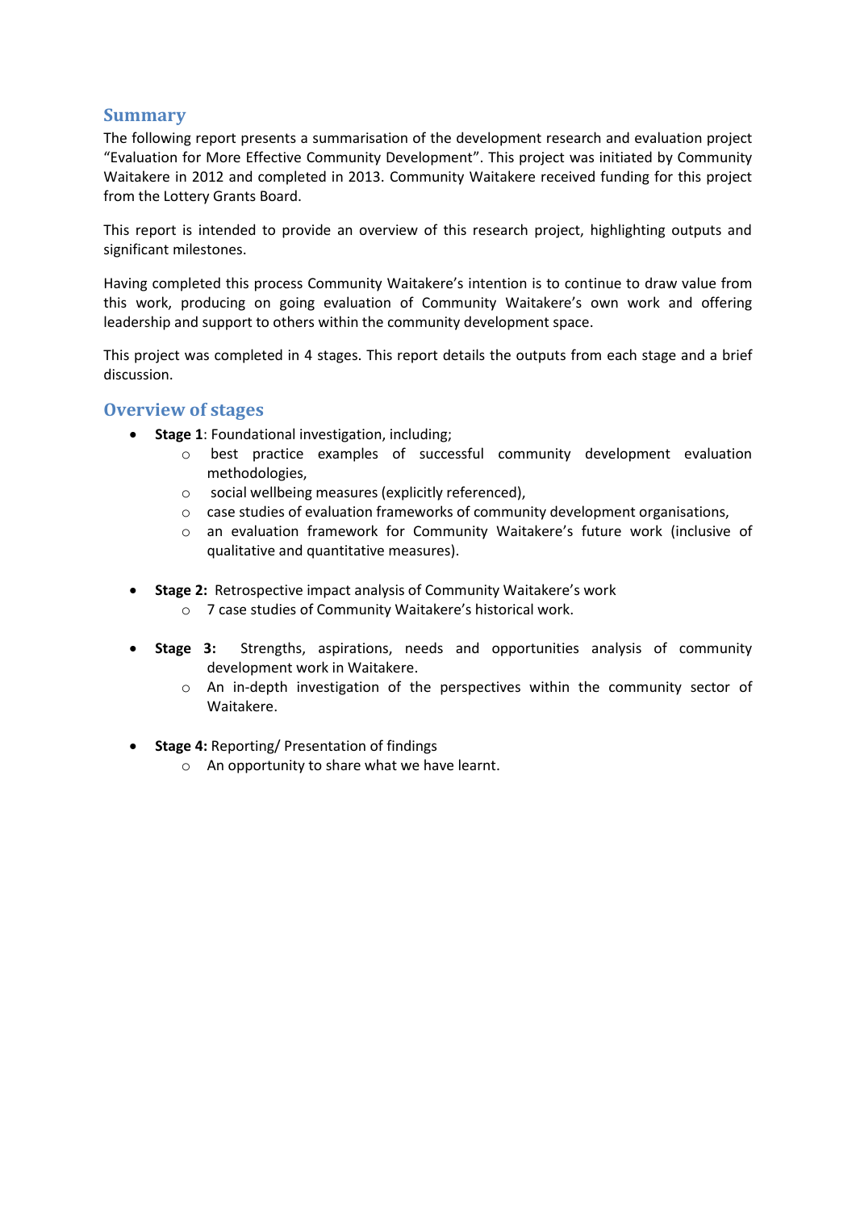## Summary

The following report presents a summarisation of the development research and evaluation project "Evaluation for More Effective Community Development". This project was initiated by Community Waitakere in 2012 and completed in 2013. Community Waitakere received funding for this project from the Lottery Grants Board.

This report is intended to provide an overview of this research project, highlighting outputs and significant milestones.

Having completed this process Community Waitakere's intention is to continue to draw value from this work, producing on going evaluation of Community Waitakere's own work and offering leadership and support to others within the community development space.

This project was completed in 4 stages. This report details the outputs from each stage and a brief discussion.

## Overview of stages

- **Stage 1**: Foundational investigation, including;
  - best practice examples of successful community development evaluation methodologies,
  - social wellbeing measures (explicitly referenced),
  - case studies of evaluation frameworks of community development organisations,
  - an evaluation framework for Community Waitakere's future work (inclusive of qualitative and quantitative measures).

- **Stage 2:** Retrospective impact analysis of Community Waitakere's work
  - 7 case studies of Community Waitakere's historical work.

- **Stage 3:** Strengths, aspirations, needs and opportunities analysis of community development work in Waitakere.
  - An in-depth investigation of the perspectives within the community sector of Waitakere.

- **Stage 4:** Reporting/ Presentation of findings
  - An opportunity to share what we have learnt.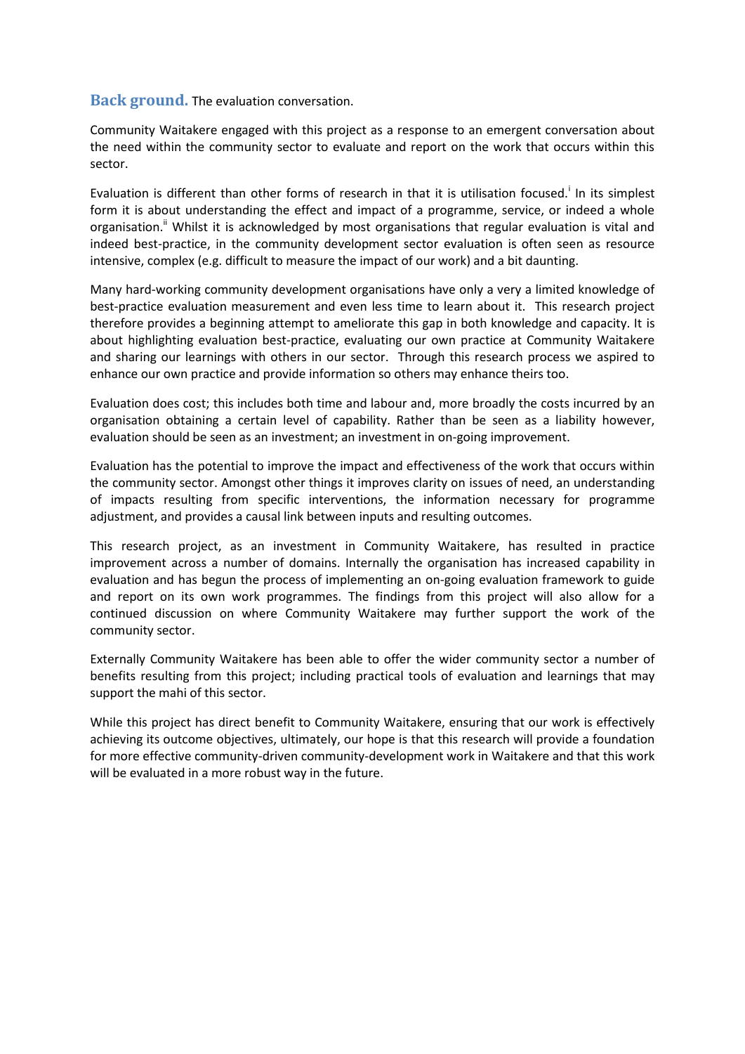## Back ground. The evaluation conversation.

Community Waitakere engaged with this project as a response to an emergent conversation about the need within the community sector to evaluate and report on the work that occurs within this sector.

Evaluation is different than other forms of research in that it is utilisation focused.[i] In its simplest form it is about understanding the effect and impact of a programme, service, or indeed a whole organisation.[ii] Whilst it is acknowledged by most organisations that regular evaluation is vital and indeed best-practice, in the community development sector evaluation is often seen as resource intensive, complex (e.g. difficult to measure the impact of our work) and a bit daunting.

Many hard-working community development organisations have only a very a limited knowledge of best-practice evaluation measurement and even less time to learn about it. This research project therefore provides a beginning attempt to ameliorate this gap in both knowledge and capacity. It is about highlighting evaluation best-practice, evaluating our own practice at Community Waitakere and sharing our learnings with others in our sector. Through this research process we aspired to enhance our own practice and provide information so others may enhance theirs too.

Evaluation does cost; this includes both time and labour and, more broadly the costs incurred by an organisation obtaining a certain level of capability. Rather than be seen as a liability however, evaluation should be seen as an investment; an investment in on-going improvement.

Evaluation has the potential to improve the impact and effectiveness of the work that occurs within the community sector. Amongst other things it improves clarity on issues of need, an understanding of impacts resulting from specific interventions, the information necessary for programme adjustment, and provides a causal link between inputs and resulting outcomes.

This research project, as an investment in Community Waitakere, has resulted in practice improvement across a number of domains. Internally the organisation has increased capability in evaluation and has begun the process of implementing an on-going evaluation framework to guide and report on its own work programmes. The findings from this project will also allow for a continued discussion on where Community Waitakere may further support the work of the community sector.

Externally Community Waitakere has been able to offer the wider community sector a number of benefits resulting from this project; including practical tools of evaluation and learnings that may support the mahi of this sector.

While this project has direct benefit to Community Waitakere, ensuring that our work is effectively achieving its outcome objectives, ultimately, our hope is that this research will provide a foundation for more effective community-driven community-development work in Waitakere and that this work will be evaluated in a more robust way in the future.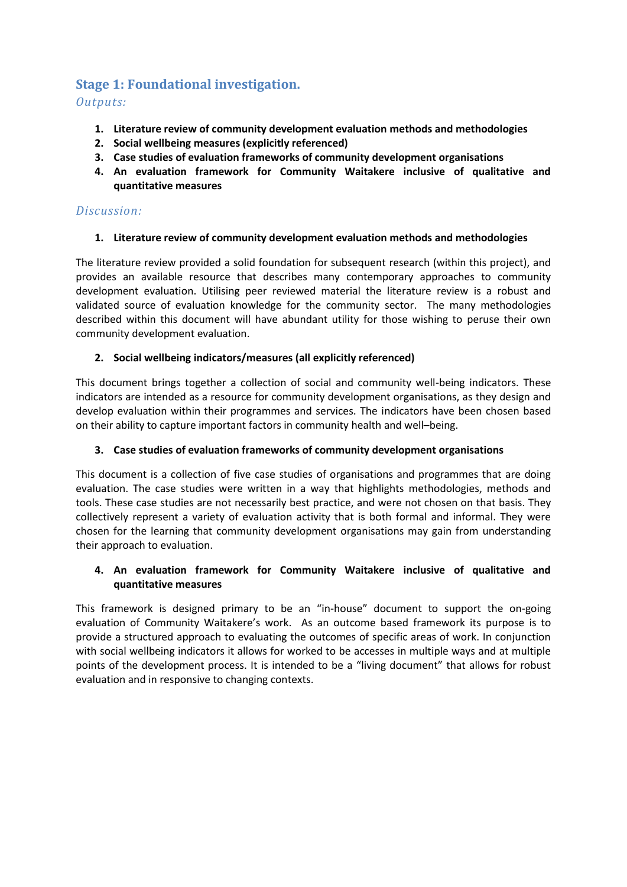## Stage 1: Foundational investigation.

*Outputs:*

1. **Literature review of community development evaluation methods and methodologies**
2. **Social wellbeing measures (explicitly referenced)**
3. **Case studies of evaluation frameworks of community development organisations**
4. **An evaluation framework for Community Waitakere inclusive of qualitative and quantitative measures**

*Discussion:*

1. **Literature review of community development evaluation methods and methodologies**

The literature review provided a solid foundation for subsequent research (within this project), and provides an available resource that describes many contemporary approaches to community development evaluation. Utilising peer reviewed material the literature review is a robust and validated source of evaluation knowledge for the community sector. The many methodologies described within this document will have abundant utility for those wishing to peruse their own community development evaluation.

2. **Social wellbeing indicators/measures (all explicitly referenced)**

This document brings together a collection of social and community well-being indicators. These indicators are intended as a resource for community development organisations, as they design and develop evaluation within their programmes and services. The indicators have been chosen based on their ability to capture important factors in community health and well–being.

3. **Case studies of evaluation frameworks of community development organisations**

This document is a collection of five case studies of organisations and programmes that are doing evaluation. The case studies were written in a way that highlights methodologies, methods and tools. These case studies are not necessarily best practice, and were not chosen on that basis. They collectively represent a variety of evaluation activity that is both formal and informal. They were chosen for the learning that community development organisations may gain from understanding their approach to evaluation.

4. **An evaluation framework for Community Waitakere inclusive of qualitative and quantitative measures**

This framework is designed primary to be an "in-house" document to support the on-going evaluation of Community Waitakere's work. As an outcome based framework its purpose is to provide a structured approach to evaluating the outcomes of specific areas of work. In conjunction with social wellbeing indicators it allows for worked to be accesses in multiple ways and at multiple points of the development process. It is intended to be a "living document" that allows for robust evaluation and in responsive to changing contexts.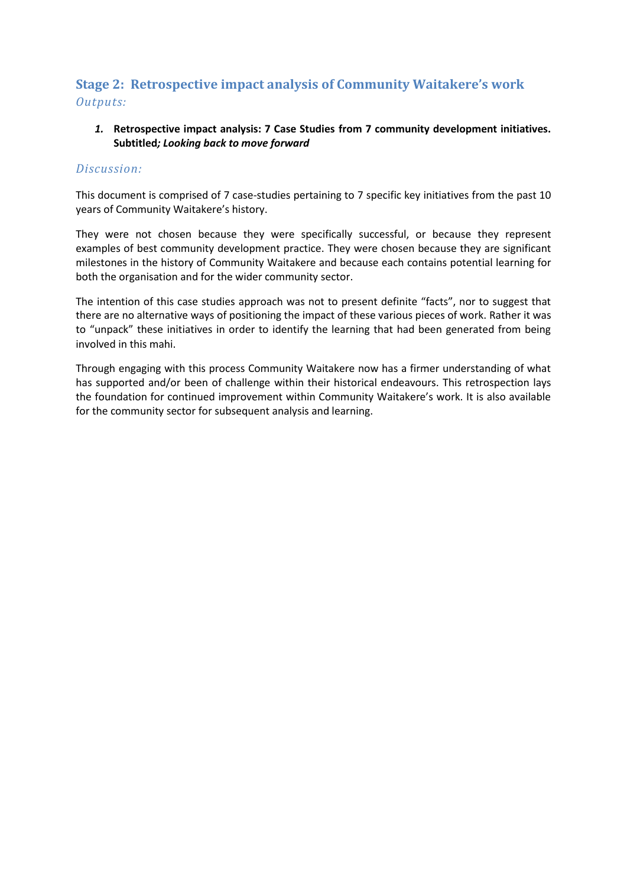## Stage 2: Retrospective impact analysis of Community Waitakere's work

*Outputs:*

1. **Retrospective impact analysis: 7 Case Studies from 7 community development initiatives. Subtitled*; Looking back to move forward***

### *Discussion:*

This document is comprised of 7 case-studies pertaining to 7 specific key initiatives from the past 10 years of Community Waitakere's history.

They were not chosen because they were specifically successful, or because they represent examples of best community development practice. They were chosen because they are significant milestones in the history of Community Waitakere and because each contains potential learning for both the organisation and for the wider community sector.

The intention of this case studies approach was not to present definite "facts", nor to suggest that there are no alternative ways of positioning the impact of these various pieces of work. Rather it was to "unpack" these initiatives in order to identify the learning that had been generated from being involved in this mahi.

Through engaging with this process Community Waitakere now has a firmer understanding of what has supported and/or been of challenge within their historical endeavours. This retrospection lays the foundation for continued improvement within Community Waitakere's work. It is also available for the community sector for subsequent analysis and learning.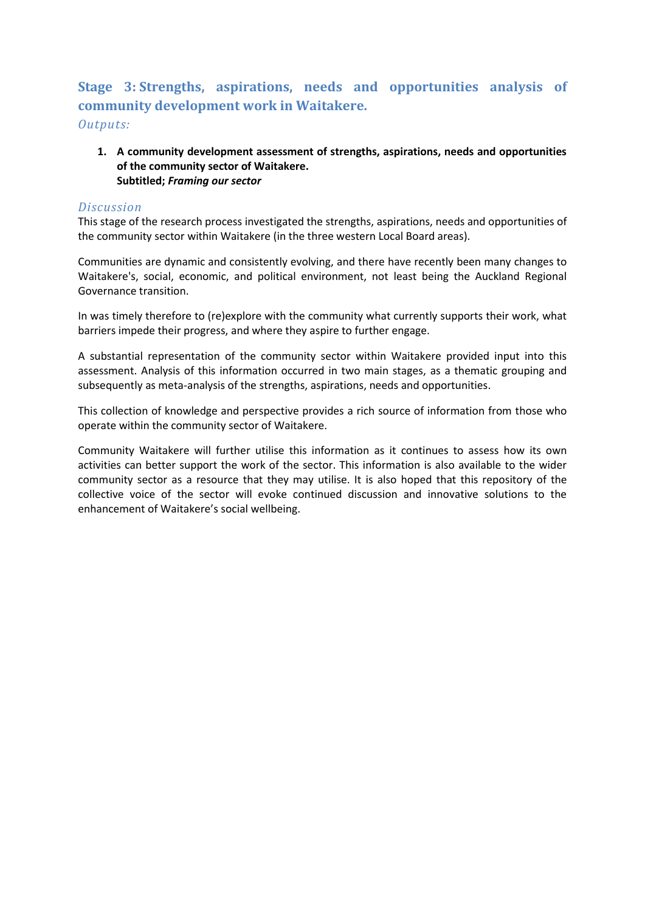## Stage 3: Strengths, aspirations, needs and opportunities analysis of community development work in Waitakere.

### *Outputs:*

1. **A community development assessment of strengths, aspirations, needs and opportunities of the community sector of Waitakere.**
   **Subtitled; *Framing our sector***

### *Discussion*

This stage of the research process investigated the strengths, aspirations, needs and opportunities of the community sector within Waitakere (in the three western Local Board areas).

Communities are dynamic and consistently evolving, and there have recently been many changes to Waitakere's, social, economic, and political environment, not least being the Auckland Regional Governance transition.

In was timely therefore to (re)explore with the community what currently supports their work, what barriers impede their progress, and where they aspire to further engage.

A substantial representation of the community sector within Waitakere provided input into this assessment. Analysis of this information occurred in two main stages, as a thematic grouping and subsequently as meta-analysis of the strengths, aspirations, needs and opportunities.

This collection of knowledge and perspective provides a rich source of information from those who operate within the community sector of Waitakere.

Community Waitakere will further utilise this information as it continues to assess how its own activities can better support the work of the sector. This information is also available to the wider community sector as a resource that they may utilise. It is also hoped that this repository of the collective voice of the sector will evoke continued discussion and innovative solutions to the enhancement of Waitakere's social wellbeing.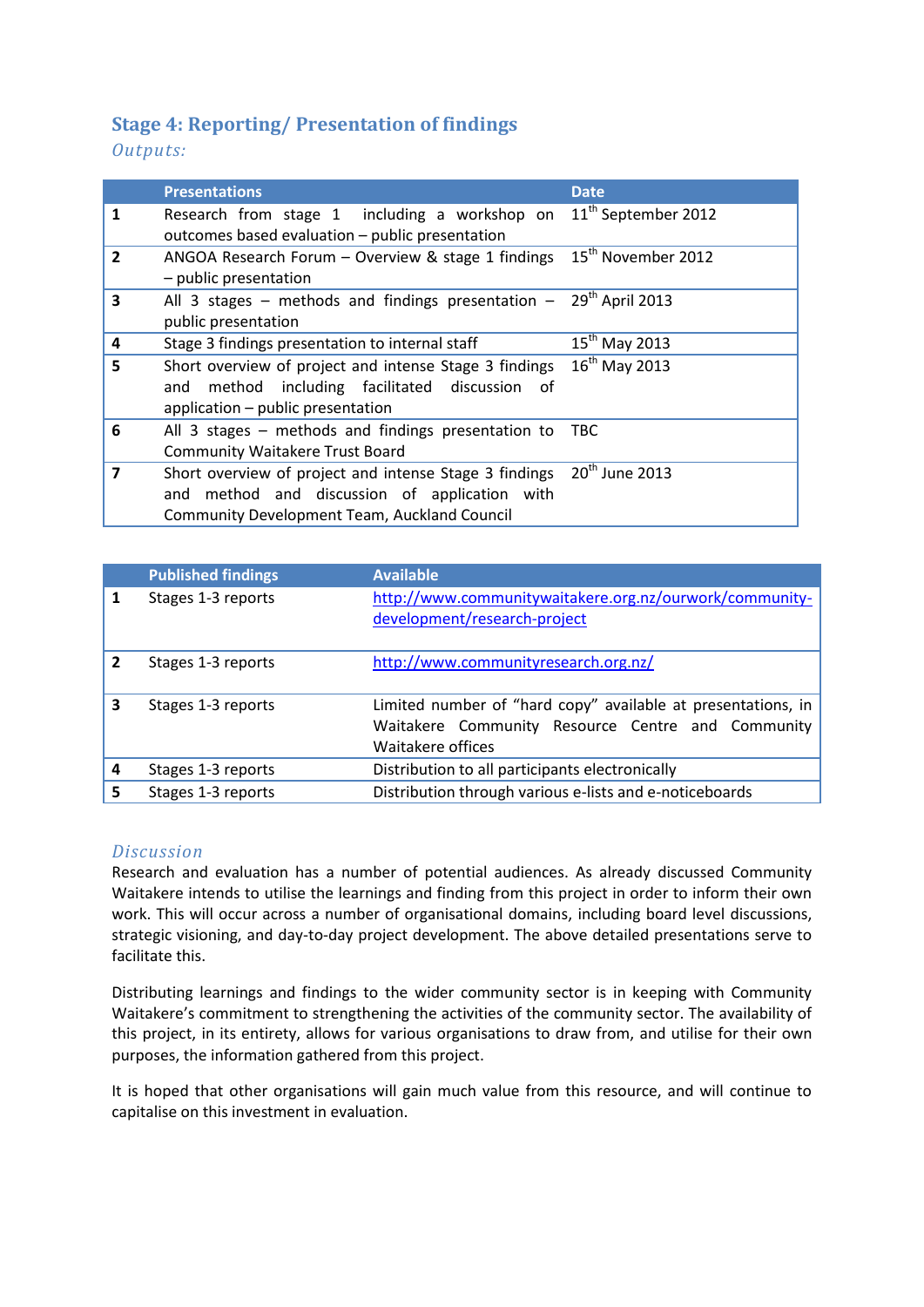## Stage 4: Reporting/ Presentation of findings

*Outputs:*

| | Presentations | Date |
|---|---|---|
| **1** | Research from stage 1 including a workshop on outcomes based evaluation – public presentation | 11th September 2012 |
| **2** | ANGOA Research Forum – Overview & stage 1 findings – public presentation | 15th November 2012 |
| **3** | All 3 stages – methods and findings presentation – public presentation | 29th April 2013 |
| **4** | Stage 3 findings presentation to internal staff | 15th May 2013 |
| **5** | Short overview of project and intense Stage 3 findings and method including facilitated discussion of application – public presentation | 16th May 2013 |
| **6** | All 3 stages – methods and findings presentation to Community Waitakere Trust Board | TBC |
| **7** | Short overview of project and intense Stage 3 findings and method and discussion of application with Community Development Team, Auckland Council | 20th June 2013 |

| | Published findings | Available |
|---|---|---|
| **1** | Stages 1-3 reports | http://www.communitywaitakere.org.nz/ourwork/community-development/research-project |
| **2** | Stages 1-3 reports | http://www.communityresearch.org.nz/ |
| **3** | Stages 1-3 reports | Limited number of "hard copy" available at presentations, in Waitakere Community Resource Centre and Community Waitakere offices |
| **4** | Stages 1-3 reports | Distribution to all participants electronically |
| **5** | Stages 1-3 reports | Distribution through various e-lists and e-noticeboards |

### *Discussion*

Research and evaluation has a number of potential audiences. As already discussed Community Waitakere intends to utilise the learnings and finding from this project in order to inform their own work. This will occur across a number of organisational domains, including board level discussions, strategic visioning, and day-to-day project development. The above detailed presentations serve to facilitate this.

Distributing learnings and findings to the wider community sector is in keeping with Community Waitakere's commitment to strengthening the activities of the community sector. The availability of this project, in its entirety, allows for various organisations to draw from, and utilise for their own purposes, the information gathered from this project.

It is hoped that other organisations will gain much value from this resource, and will continue to capitalise on this investment in evaluation.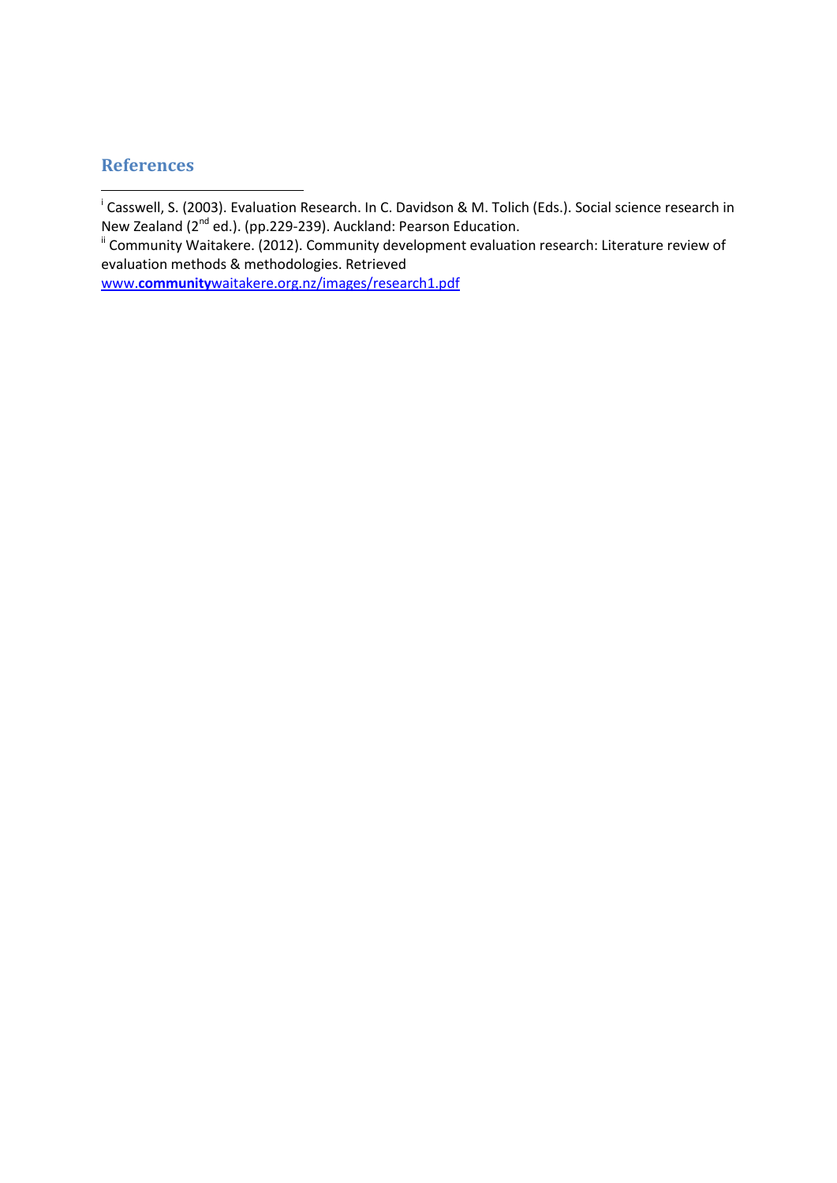## References

[i] Casswell, S. (2003). Evaluation Research. In C. Davidson & M. Tolich (Eds.). Social science research in New Zealand (2nd ed.). (pp.229-239). Auckland: Pearson Education.

[ii] Community Waitakere. (2012). Community development evaluation research: Literature review of evaluation methods & methodologies. Retrieved www.**community**waitakere.org.nz/images/research1.pdf